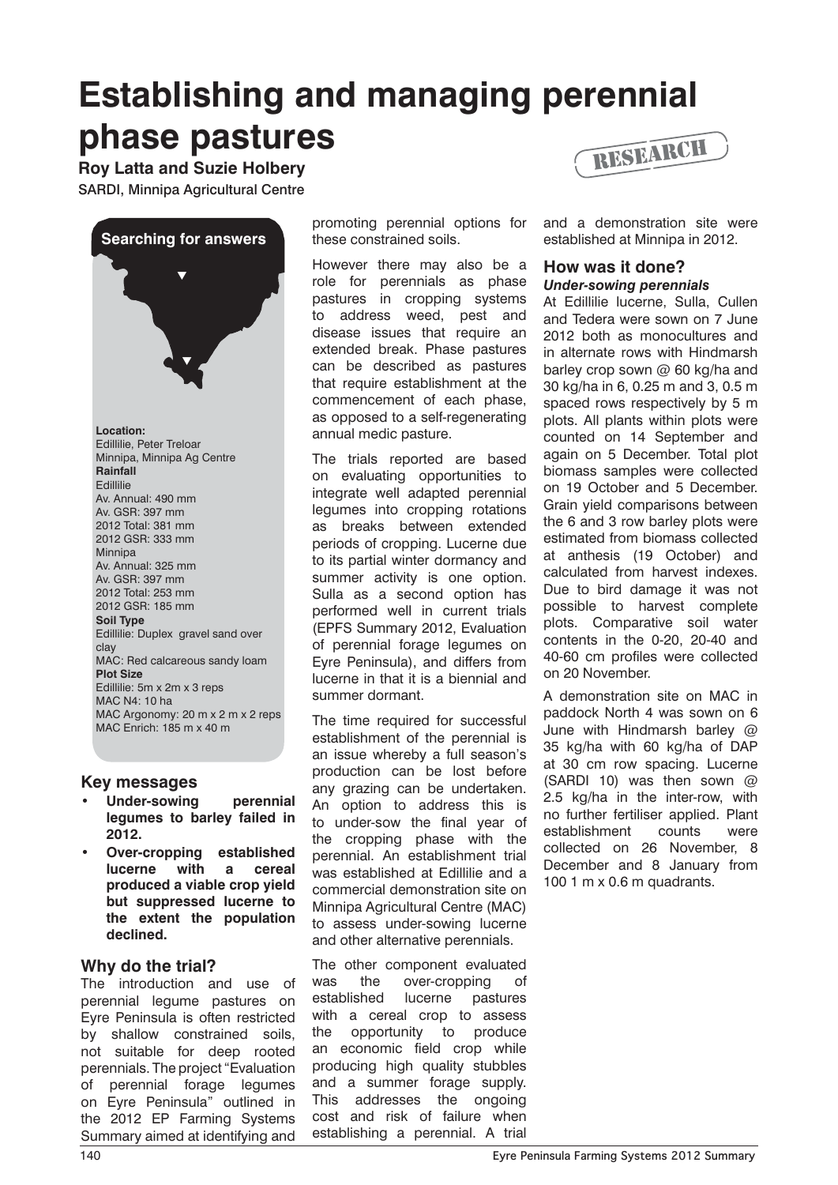# Establishing and managing perennial phase pastures

**Roy Latta and Suzie Holbery**

SARDI, Minnipa Agricultural Centre

RESEARCH

**Searching for answers**

**Location:**
Edillilie, Peter Treloar
Minnipa, Minnipa Ag Centre

**Rainfall**
Edillilie
Av. Annual: 490 mm
Av. GSR: 397 mm
2012 Total: 381 mm
2012 GSR: 333 mm
Minnipa
Av. Annual: 325 mm
Av. GSR: 397 mm
2012 Total: 253 mm
2012 GSR: 185 mm

**Soil Type**
Edillilie: Duplex gravel sand over clay
MAC: Red calcareous sandy loam

**Plot Size**
Edillilie: 5m x 2m x 3 reps
MAC N4: 10 ha
MAC Argonomy: 20 m x 2 m x 2 reps
MAC Enrich: 185 m x 40 m

## Key messages

- **Under-sowing perennial legumes to barley failed in 2012.**
- **Over-cropping established lucerne with a cereal produced a viable crop yield but suppressed lucerne to the extent the population declined.**

## Why do the trial?

The introduction and use of perennial legume pastures on Eyre Peninsula is often restricted by shallow constrained soils, not suitable for deep rooted perennials. The project "Evaluation of perennial forage legumes on Eyre Peninsula" outlined in the 2012 EP Farming Systems Summary aimed at identifying and promoting perennial options for these constrained soils.

However there may also be a role for perennials as phase pastures in cropping systems to address weed, pest and disease issues that require an extended break. Phase pastures can be described as pastures that require establishment at the commencement of each phase, as opposed to a self-regenerating annual medic pasture.

The trials reported are based on evaluating opportunities to integrate well adapted perennial legumes into cropping rotations as breaks between extended periods of cropping. Lucerne due to its partial winter dormancy and summer activity is one option. Sulla as a second option has performed well in current trials (EPFS Summary 2012, Evaluation of perennial forage legumes on Eyre Peninsula), and differs from lucerne in that it is a biennial and summer dormant.

The time required for successful establishment of the perennial is an issue whereby a full season's production can be lost before any grazing can be undertaken. An option to address this is to under-sow the final year of the cropping phase with the perennial. An establishment trial was established at Edillilie and a commercial demonstration site on Minnipa Agricultural Centre (MAC) to assess under-sowing lucerne and other alternative perennials.

The other component evaluated was the over-cropping of established lucerne pastures with a cereal crop to assess the opportunity to produce an economic field crop while producing high quality stubbles and a summer forage supply. This addresses the ongoing cost and risk of failure when establishing a perennial. A trial and a demonstration site were established at Minnipa in 2012.

## How was it done?

### *Under-sowing perennials*

At Edillilie lucerne, Sulla, Cullen and Tedera were sown on 7 June 2012 both as monocultures and in alternate rows with Hindmarsh barley crop sown @ 60 kg/ha and 30 kg/ha in 6, 0.25 m and 3, 0.5 m spaced rows respectively by 5 m plots. All plants within plots were counted on 14 September and again on 5 December. Total plot biomass samples were collected on 19 October and 5 December. Grain yield comparisons between the 6 and 3 row barley plots were estimated from biomass collected at anthesis (19 October) and calculated from harvest indexes. Due to bird damage it was not possible to harvest complete plots. Comparative soil water contents in the 0-20, 20-40 and 40-60 cm profiles were collected on 20 November.

A demonstration site on MAC in paddock North 4 was sown on 6 June with Hindmarsh barley @ 35 kg/ha with 60 kg/ha of DAP at 30 cm row spacing. Lucerne (SARDI 10) was then sown @ 2.5 kg/ha in the inter-row, with no further fertiliser applied. Plant establishment counts were collected on 26 November, 8 December and 8 January from 100 1 m x 0.6 m quadrants.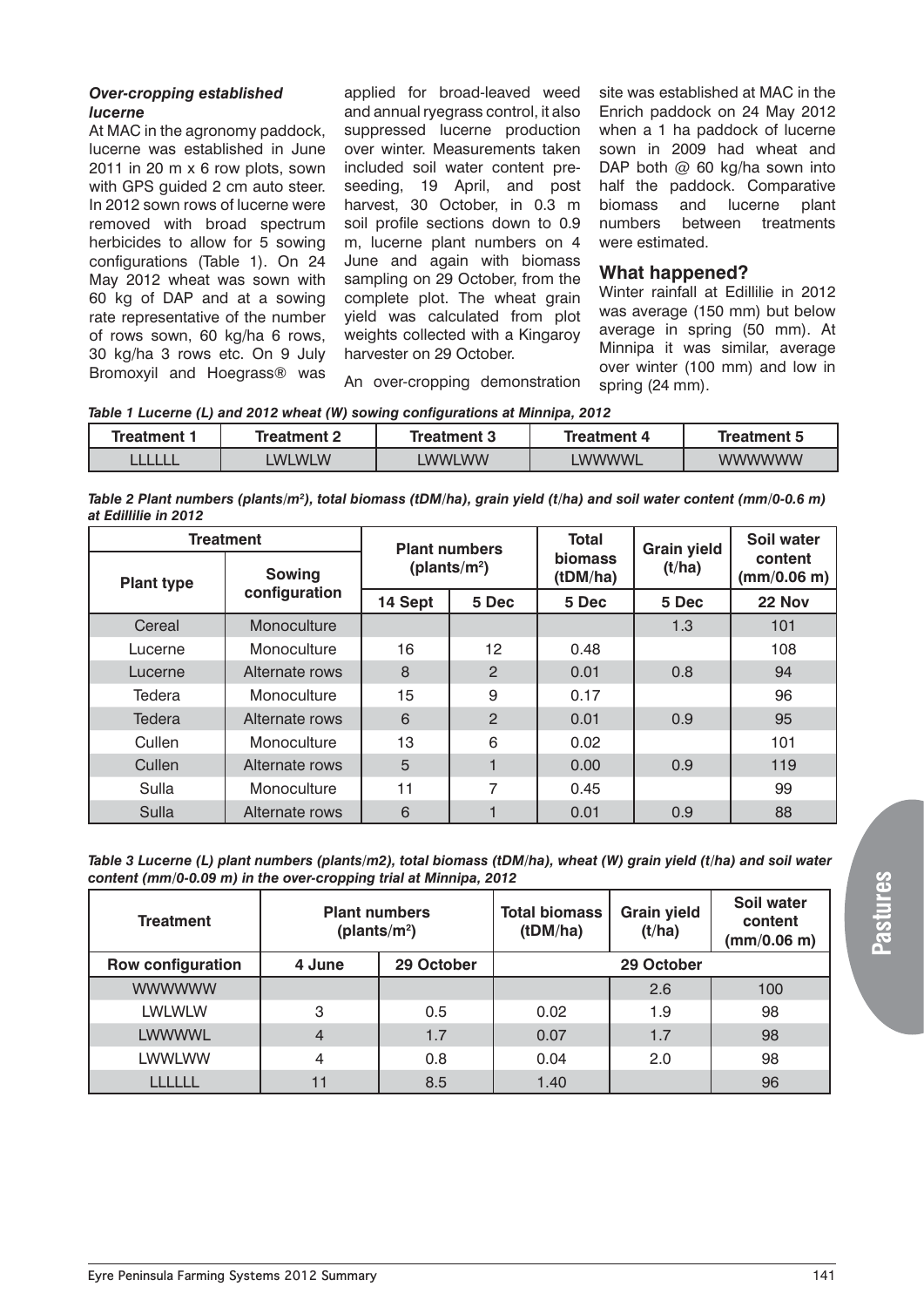#### *Over-cropping established lucerne*

At MAC in the agronomy paddock, lucerne was established in June 2011 in 20 m x 6 row plots, sown with GPS guided 2 cm auto steer. In 2012 sown rows of lucerne were removed with broad spectrum herbicides to allow for 5 sowing configurations (Table 1). On 24 May 2012 wheat was sown with 60 kg of DAP and at a sowing rate representative of the number of rows sown, 60 kg/ha 6 rows, 30 kg/ha 3 rows etc. On 9 July Bromoxyil and Hoegrass® was applied for broad-leaved weed and annual ryegrass control, it also suppressed lucerne production over winter. Measurements taken included soil water content pre-seeding, 19 April, and post harvest, 30 October, in 0.3 m soil profile sections down to 0.9 m, lucerne plant numbers on 4 June and again with biomass sampling on 29 October, from the complete plot. The wheat grain yield was calculated from plot weights collected with a Kingaroy harvester on 29 October.

An over-cropping demonstration site was established at MAC in the Enrich paddock on 24 May 2012 when a 1 ha paddock of lucerne sown in 2009 had wheat and DAP both @ 60 kg/ha sown into half the paddock. Comparative biomass and lucerne plant numbers between treatments were estimated.

## What happened?

Winter rainfall at Edillilie in 2012 was average (150 mm) but below average in spring (50 mm). At Minnipa it was similar, average over winter (100 mm) and low in spring (24 mm).

*Table 1 Lucerne (L) and 2012 wheat (W) sowing configurations at Minnipa, 2012*

| Treatment 1 | Treatment 2 | Treatment 3 | Treatment 4 | Treatment 5 |
|---|---|---|---|---|
| LLLLLL | LWLWLW | LWWLWW | LWWWWL | WWWWWW |

*Table 2 Plant numbers (plants/m²), total biomass (tDM/ha), grain yield (t/ha) and soil water content (mm/0-0.6 m) at Edillilie in 2012*

| Treatment | | Plant numbers (plants/m²) | | Total biomass (tDM/ha) | Grain yield (t/ha) | Soil water content (mm/0.06 m) |
|---|---|---|---|---|---|---|
| Plant type | Sowing configuration | 14 Sept | 5 Dec | 5 Dec | 5 Dec | 22 Nov |
| Cereal | Monoculture | | | | 1.3 | 101 |
| Lucerne | Monoculture | 16 | 12 | 0.48 | | 108 |
| Lucerne | Alternate rows | 8 | 2 | 0.01 | 0.8 | 94 |
| Tedera | Monoculture | 15 | 9 | 0.17 | | 96 |
| Tedera | Alternate rows | 6 | 2 | 0.01 | 0.9 | 95 |
| Cullen | Monoculture | 13 | 6 | 0.02 | | 101 |
| Cullen | Alternate rows | 5 | 1 | 0.00 | 0.9 | 119 |
| Sulla | Monoculture | 11 | 7 | 0.45 | | 99 |
| Sulla | Alternate rows | 6 | 1 | 0.01 | 0.9 | 88 |

*Table 3 Lucerne (L) plant numbers (plants/m2), total biomass (tDM/ha), wheat (W) grain yield (t/ha) and soil water content (mm/0-0.09 m) in the over-cropping trial at Minnipa, 2012*

| Treatment | Plant numbers (plants/m²) | | Total biomass (tDM/ha) | Grain yield (t/ha) | Soil water content (mm/0.06 m) |
|---|---|---|---|---|---|
| Row configuration | 4 June | 29 October | 29 October | | |
| WWWWWW | | | | 2.6 | 100 |
| LWLWLW | 3 | 0.5 | 0.02 | 1.9 | 98 |
| LWWWWL | 4 | 1.7 | 0.07 | 1.7 | 98 |
| LWWLWW | 4 | 0.8 | 0.04 | 2.0 | 98 |
| LLLLLL | 11 | 8.5 | 1.40 | | 96 |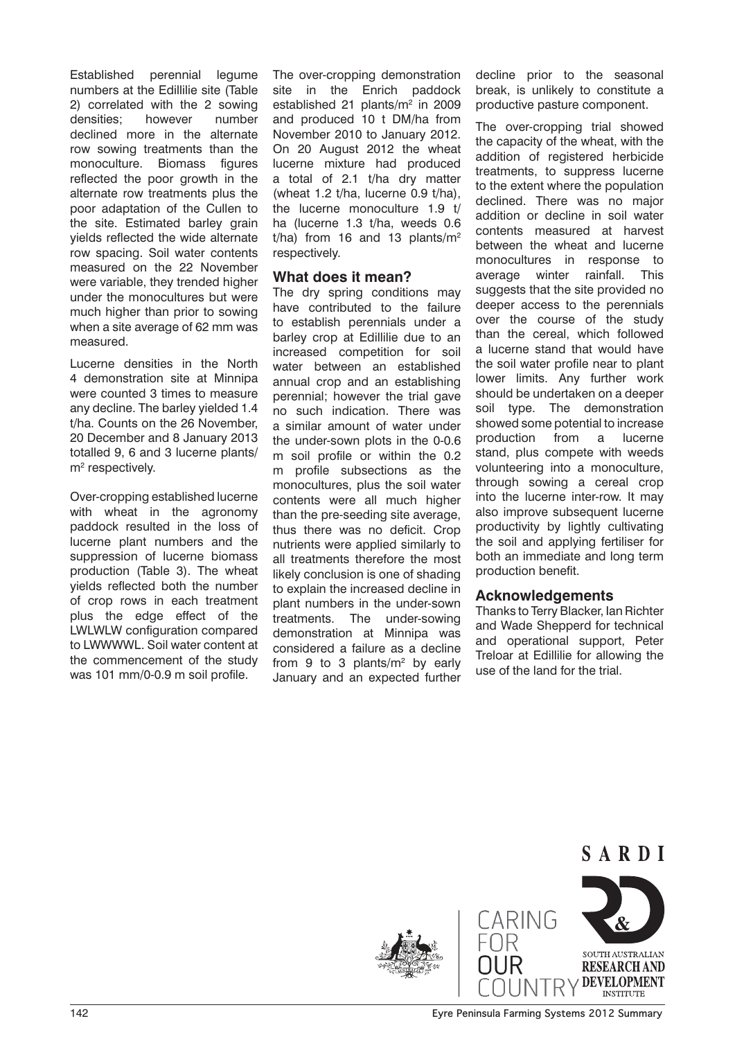Established perennial legume numbers at the Edillilie site (Table 2) correlated with the 2 sowing densities; however number declined more in the alternate row sowing treatments than the monoculture. Biomass figures reflected the poor growth in the alternate row treatments plus the poor adaptation of the Cullen to the site. Estimated barley grain yields reflected the wide alternate row spacing. Soil water contents measured on the 22 November were variable, they trended higher under the monocultures but were much higher than prior to sowing when a site average of 62 mm was measured.

Lucerne densities in the North 4 demonstration site at Minnipa were counted 3 times to measure any decline. The barley yielded 1.4 t/ha. Counts on the 26 November, 20 December and 8 January 2013 totalled 9, 6 and 3 lucerne plants/ $m^2$ respectively.

Over-cropping established lucerne with wheat in the agronomy paddock resulted in the loss of lucerne plant numbers and the suppression of lucerne biomass production (Table 3). The wheat yields reflected both the number of crop rows in each treatment plus the edge effect of the LWLWLW configuration compared to LWWWWL. Soil water content at the commencement of the study was 101 mm/0-0.9 m soil profile.

The over-cropping demonstration site in the Enrich paddock established 21 plants/$m^2$ in 2009 and produced 10 t DM/ha from November 2010 to January 2012. On 20 August 2012 the wheat lucerne mixture had produced a total of 2.1 t/ha dry matter (wheat 1.2 t/ha, lucerne 0.9 t/ha), the lucerne monoculture 1.9 t/ ha (lucerne 1.3 t/ha, weeds 0.6 t/ha) from 16 and 13 plants/$m^2$ respectively.

## What does it mean?

The dry spring conditions may have contributed to the failure to establish perennials under a barley crop at Edillilie due to an increased competition for soil water between an established annual crop and an establishing perennial; however the trial gave no such indication. There was a similar amount of water under the under-sown plots in the 0-0.6 m soil profile or within the 0.2 m profile subsections as the monocultures, plus the soil water contents were all much higher than the pre-seeding site average, thus there was no deficit. Crop nutrients were applied similarly to all treatments therefore the most likely conclusion is one of shading to explain the increased decline in plant numbers in the under-sown treatments. The under-sowing demonstration at Minnipa was considered a failure as a decline from 9 to 3 plants/$m^2$ by early January and an expected further decline prior to the seasonal break, is unlikely to constitute a productive pasture component.

The over-cropping trial showed the capacity of the wheat, with the addition of registered herbicide treatments, to suppress lucerne to the extent where the population declined. There was no major addition or decline in soil water contents measured at harvest between the wheat and lucerne monocultures in response to average winter rainfall. This suggests that the site provided no deeper access to the perennials over the course of the study than the cereal, which followed a lucerne stand that would have the soil water profile near to plant lower limits. Any further work should be undertaken on a deeper soil type. The demonstration showed some potential to increase production from a lucerne stand, plus compete with weeds volunteering into a monoculture, through sowing a cereal crop into the lucerne inter-row. It may also improve subsequent lucerne productivity by lightly cultivating the soil and applying fertiliser for both an immediate and long term production benefit.

## Acknowledgements

Thanks to Terry Blacker, Ian Richter and Wade Shepperd for technical and operational support, Peter Treloar at Edillilie for allowing the use of the land for the trial.

SARDI

CARING FOR OUR COUNTRY

SOUTH AUSTRALIAN RESEARCH AND DEVELOPMENT INSTITUTE